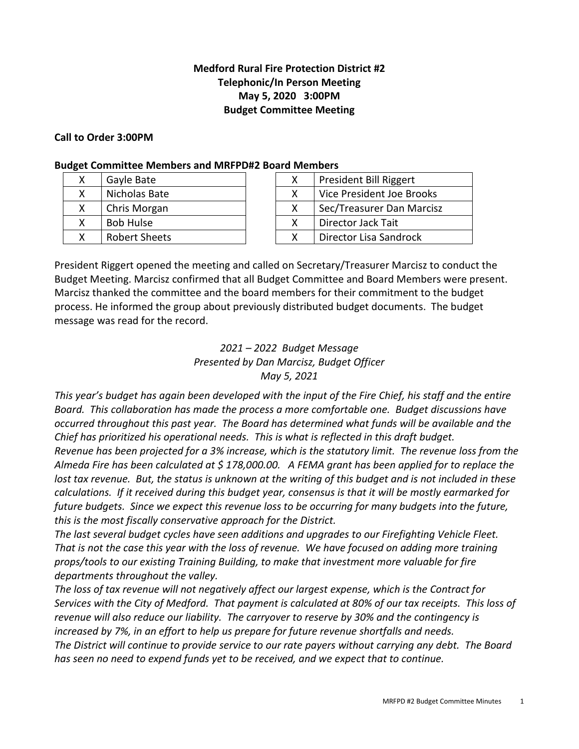**Medford Rural Fire Protection District #2**
**Telephonic/In Person Meeting**
**May 5, 2020 3:00PM**
**Budget Committee Meeting**

**Call to Order 3:00PM**

**Budget Committee Members and MRFPD#2 Board Members**

| | |
|---|---|
| X | Gayle Bate |
| X | Nicholas Bate |
| X | Chris Morgan |
| X | Bob Hulse |
| X | Robert Sheets |

| | |
|---|---|
| X | President Bill Riggert |
| X | Vice President Joe Brooks |
| X | Sec/Treasurer Dan Marcisz |
| X | Director Jack Tait |
| X | Director Lisa Sandrock |

President Riggert opened the meeting and called on Secretary/Treasurer Marcisz to conduct the Budget Meeting. Marcisz confirmed that all Budget Committee and Board Members were present. Marcisz thanked the committee and the board members for their commitment to the budget process. He informed the group about previously distributed budget documents. The budget message was read for the record.

*2021 – 2022 Budget Message*
*Presented by Dan Marcisz, Budget Officer*
*May 5, 2021*

*This year's budget has again been developed with the input of the Fire Chief, his staff and the entire Board. This collaboration has made the process a more comfortable one. Budget discussions have occurred throughout this past year. The Board has determined what funds will be available and the Chief has prioritized his operational needs. This is what is reflected in this draft budget.*
*Revenue has been projected for a 3% increase, which is the statutory limit. The revenue loss from the Almeda Fire has been calculated at $ 178,000.00. A FEMA grant has been applied for to replace the lost tax revenue. But, the status is unknown at the writing of this budget and is not included in these calculations. If it received during this budget year, consensus is that it will be mostly earmarked for future budgets. Since we expect this revenue loss to be occurring for many budgets into the future, this is the most fiscally conservative approach for the District.*
*The last several budget cycles have seen additions and upgrades to our Firefighting Vehicle Fleet. That is not the case this year with the loss of revenue. We have focused on adding more training props/tools to our existing Training Building, to make that investment more valuable for fire departments throughout the valley.*
*The loss of tax revenue will not negatively affect our largest expense, which is the Contract for Services with the City of Medford. That payment is calculated at 80% of our tax receipts. This loss of revenue will also reduce our liability. The carryover to reserve by 30% and the contingency is increased by 7%, in an effort to help us prepare for future revenue shortfalls and needs.*
*The District will continue to provide service to our rate payers without carrying any debt. The Board has seen no need to expend funds yet to be received, and we expect that to continue.*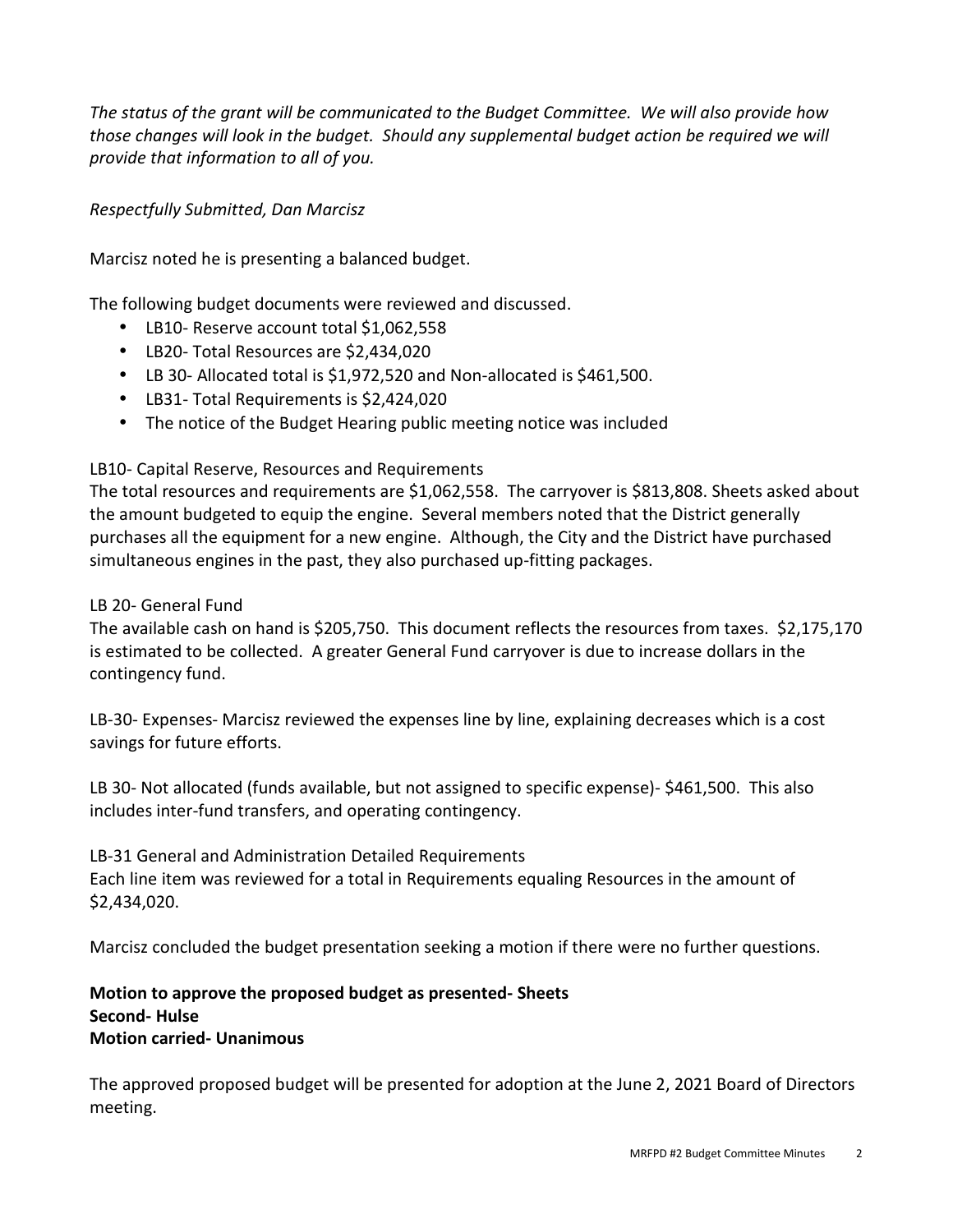*The status of the grant will be communicated to the Budget Committee. We will also provide how those changes will look in the budget. Should any supplemental budget action be required we will provide that information to all of you.*

*Respectfully Submitted, Dan Marcisz*

Marcisz noted he is presenting a balanced budget.

The following budget documents were reviewed and discussed.

- LB10- Reserve account total $1,062,558
- LB20- Total Resources are $2,434,020
- LB 30- Allocated total is $1,972,520 and Non-allocated is $461,500.
- LB31- Total Requirements is $2,424,020
- The notice of the Budget Hearing public meeting notice was included

LB10- Capital Reserve, Resources and Requirements

The total resources and requirements are $1,062,558. The carryover is $813,808. Sheets asked about the amount budgeted to equip the engine. Several members noted that the District generally purchases all the equipment for a new engine. Although, the City and the District have purchased simultaneous engines in the past, they also purchased up-fitting packages.

LB 20- General Fund

The available cash on hand is $205,750. This document reflects the resources from taxes. $2,175,170 is estimated to be collected. A greater General Fund carryover is due to increase dollars in the contingency fund.

LB-30- Expenses- Marcisz reviewed the expenses line by line, explaining decreases which is a cost savings for future efforts.

LB 30- Not allocated (funds available, but not assigned to specific expense)- $461,500. This also includes inter-fund transfers, and operating contingency.

LB-31 General and Administration Detailed Requirements

Each line item was reviewed for a total in Requirements equaling Resources in the amount of $2,434,020.

Marcisz concluded the budget presentation seeking a motion if there were no further questions.

**Motion to approve the proposed budget as presented- Sheets**
**Second- Hulse**
**Motion carried- Unanimous**

The approved proposed budget will be presented for adoption at the June 2, 2021 Board of Directors meeting.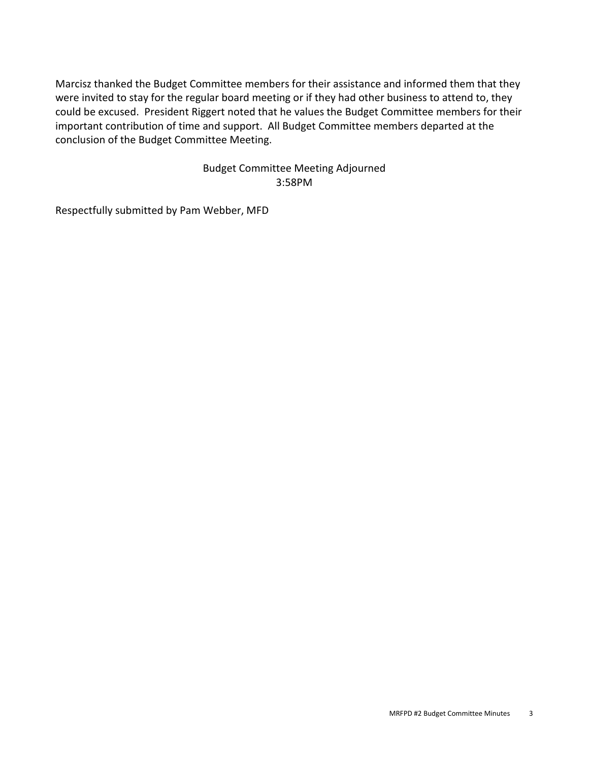Marcisz thanked the Budget Committee members for their assistance and informed them that they were invited to stay for the regular board meeting or if they had other business to attend to, they could be excused. President Riggert noted that he values the Budget Committee members for their important contribution of time and support. All Budget Committee members departed at the conclusion of the Budget Committee Meeting.

Budget Committee Meeting Adjourned
3:58PM

Respectfully submitted by Pam Webber, MFD